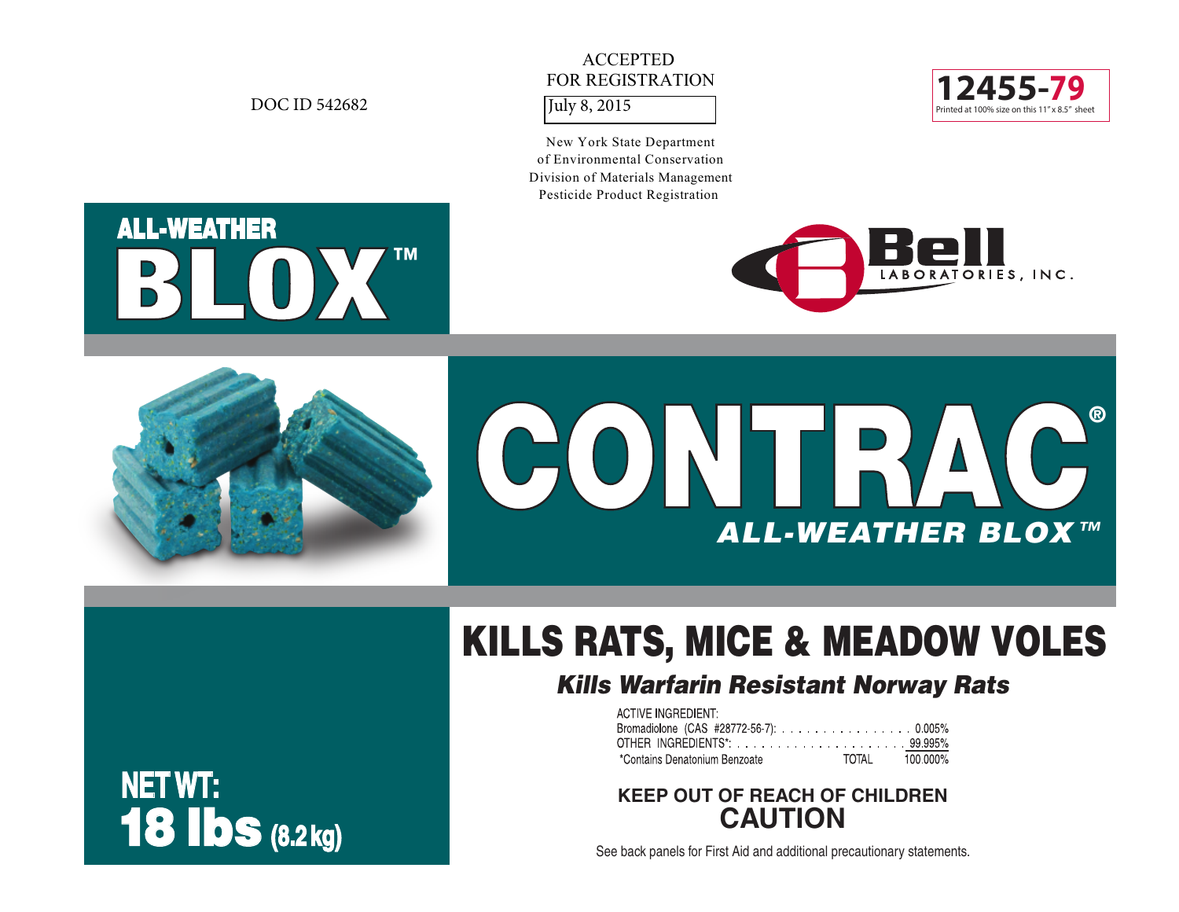DOC ID 542682

ACCEPTED
FOR REGISTRATION
July 8, 2015

New York State Department
of Environmental Conservation
Division of Materials Management
Pesticide Product Registration

**12455-79**
Printed at 100% size on this 11" x 8.5" sheet

ALL-WEATHER
**BLOX™**

**Bell**
LABORATORIES, INC.

# CONTRAC®

***ALL-WEATHER BLOX™***

## KILLS RATS, MICE & MEADOW VOLES

***Kills Warfarin Resistant Norway Rats***

| ACTIVE INGREDIENT: | | |
|---|---|---|
| Bromadiolone (CAS #28772-56-7): | | 0.005% |
| OTHER INGREDIENTS*: | | 99.995% |
| *Contains Denatonium Benzoate | TOTAL | 100.000% |

**KEEP OUT OF REACH OF CHILDREN**
**CAUTION**

See back panels for First Aid and additional precautionary statements.

**NET WT:**
**18 lbs (8.2 kg)**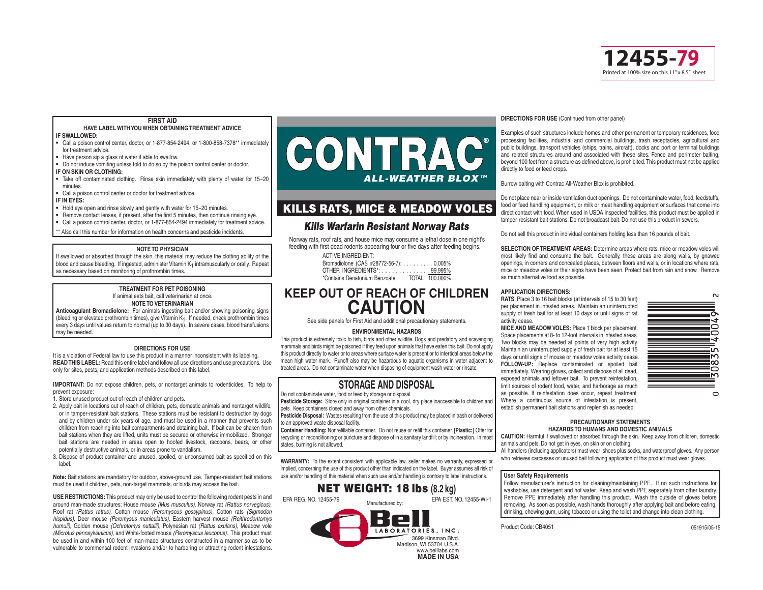12455-79

Printed at 100% size on this 11" x 8.5" sheet

## FIRST AID

**HAVE LABEL WITH YOU WHEN OBTAINING TREATMENT ADVICE**

**IF SWALLOWED:**

- Call a poison control center, doctor, or 1-877-854-2494, or 1-800-858-7378** immediately for treatment advice.
- Have person sip a glass of water if able to swallow.
- Do not induce vomiting unless told to do so by the poison control center or doctor.

**IF ON SKIN OR CLOTHING:**

- Take off contaminated clothing. Rinse skin immediately with plenty of water for 15–20 minutes.
- Call a poison control center or doctor for treatment advice.

**IF IN EYES:**

- Hold eye open and rinse slowly and gently with water for 15–20 minutes.
- Remove contact lenses, if present, after the first 5 minutes, then continue rinsing eye.
- Call a poison control center, doctor, or 1-877-854-2494 immediately for treatment advice.

** Also call this number for information on health concerns and pesticide incidents.

### NOTE TO PHYSICIAN

If swallowed or absorbed through the skin, this material may reduce the clotting ability of the blood and cause bleeding. If ingested, administer Vitamin $K_1$ intramuscularly or orally. Repeat as necessary based on monitoring of prothrombin times.

### TREATMENT FOR PET POISONING

If animal eats bait, call veterinarian at once.

**NOTE TO VETERINARIAN**

**Anticoagulant Bromadiolone:** For animals ingesting bait and/or showing poisoning signs (bleeding or elevated prothrombin times), give Vitamin $K_1$. If needed, check prothrombin times every 3 days until values return to normal (up to 30 days). In severe cases, blood transfusions may be needed.

### DIRECTIONS FOR USE

It is a violation of Federal law to use this product in a manner inconsistent with its labeling.

**READ THIS LABEL:** Read this entire label and follow all use directions and use precautions. Use only for sites, pests, and application methods described on this label.

**IMPORTANT:** Do not expose children, pets, or nontarget animals to rodenticides. To help to prevent exposure:

1. Store unused product out of reach of children and pets.
2. Apply bait in locations out of reach of children, pets, domestic animals and nontarget wildlife, or in tamper-resistant bait stations. These stations must be resistant to destruction by dogs and by children under six years of age, and must be used in a manner that prevents such children from reaching into bait compartments and obtaining bait. If bait can be shaken from bait stations when they are lifted, units must be secured or otherwise immobilized. Stronger bait stations are needed in areas open to hoofed livestock, raccoons, bears, or other potentially destructive animals, or in areas prone to vandalism.
3. Dispose of product container and unused, spoiled, or unconsumed bait as specified on this label.

**Note:** Bait stations are mandatory for outdoor, above-ground use. Tamper-resistant bait stations must be used if children, pets, non-target mammals, or birds may access the bait.

**USE RESTRICTIONS:** This product may only be used to control the following rodent pests in and around man-made structures: House mouse *(Mus musculus)*, Norway rat *(Rattus norvegicus)*, Roof rat *(Rattus rattus)*, Cotton mouse *(Peromyscus gossypinus)*, Cotton rats *(Sigmodon hispidus)*, Deer mouse *(Peromysus maniculatus)*, Eastern harvest mouse *(Reithrodontomys humuli)*, Golden mouse *(Ochrotomys nuttalli)*, Polynesian rat *(Rattus exulans)*, Meadow vole *(Microtus pennsylvanicus)*, and White-footed mouse *(Peromyscus leucopus)*. This product must be used in and within 100 feet of man-made structures constructed in a manner so as to be vulnerable to commensal rodent invasions and/or to harboring or attracting rodent infestations.

# CONTRAC®

## ALL-WEATHER BLOX™

## KILLS RATS, MICE & MEADOW VOLES

### *Kills Warfarin Resistant Norway Rats*

Norway rats, roof rats, and house mice may consume a lethal dose in one night's feeding with first dead rodents appearing four or five days after feeding begins.

ACTIVE INGREDIENT:

| | |
|---|---|
| Bromadiolone (CAS #28772-56-7): | 0.005% |
| OTHER INGREDIENTS*: | 99.995% |
| *Contains Denatonium Benzoate TOTAL | 100.000% |

## KEEP OUT OF REACH OF CHILDREN
## CAUTION

See side panels for First Aid and additional precautionary statements.

### ENVIRONMENTAL HAZARDS

This product is extremely toxic to fish, birds and other wildlife. Dogs and predatory and scavenging mammals and birds might be poisoned if they feed upon animals that have eaten this bait. Do not apply this product directly to water or to areas where surface water is present or to intertidal areas below the mean high water mark. Runoff also may be hazardous to aquatic organisms in water adjacent to treated areas. Do not contaminate water when disposing of equipment wash water or rinsate.

## STORAGE AND DISPOSAL

Do not contaminate water, food or feed by storage or disposal.

**Pesticide Storage:** Store only in original container in a cool, dry place inaccessible to children and pets. Keep containers closed and away from other chemicals.

**Pesticide Disposal:** Wastes resulting from the use of this product may be placed in trash or delivered to an approved waste disposal facility.

**Container Handling:** Nonrefillable container. Do not reuse or refill this container. **[Plastic:]** Offer for recycling or reconditioning; or puncture and dispose of in a sanitary landfill; or by incineration. In most states, burning is not allowed.

**WARRANTY:** To the extent consistent with applicable law, seller makes no warranty, expressed or implied, concerning the use of this product other than indicated on the label. Buyer assumes all risk of use and/or handling of this material when such use and/or handling is contrary to label instructions.

## NET WEIGHT: 18 lbs (8.2 kg)

EPA REG. NO. 12455-79

EPA EST. NO. 12455-WI-1

Manufactured by:

Bell LABORATORIES, INC.
3699 Kinsman Blvd.
Madison, WI 53704 U.S.A.
www.belllabs.com
**MADE IN USA**

**DIRECTIONS FOR USE** (Continued from other panel)

Examples of such structures include homes and other permanent or temporary residences, food processing facilities, industrial and commercial buildings, trash receptacles, agricultural and public buildings, transport vehicles (ships, trains, aircraft), docks and port or terminal buildings and related structures around and associated with these sites. Fence and perimeter baiting, beyond 100 feet from a structure as defined above, is prohibited. This product must not be applied directly to food or feed crops.

Burrow baiting with Contrac All-Weather Blox is prohibited.

Do not place near or inside ventilation duct openings. Do not contaminate water, food, feedstuffs, food or feed handling equipment, or milk or meat handling equipment or surfaces that come into direct contact with food. When used in USDA inspected facilities, this product must be applied in tamper-resistant bait stations. Do not broadcast bait. Do not use this product in sewers.

Do not sell this product in individual containers holding less than 16 pounds of bait.

**SELECTION OF TREATMENT AREAS:** Determine areas where rats, mice or meadow voles will most likely find and consume the bait. Generally, these areas are along walls, by gnawed openings, in corners and concealed places, between floors and walls, or in locations where rats, mice or meadow voles or their signs have been seen. Protect bait from rain and snow. Remove as much alternative food as possible.

**APPLICATION DIRECTIONS:**

**RATS**: Place 3 to 16 bait blocks (at intervals of 15 to 30 feet) per placement in infested areas. Maintain an uninterrupted supply of fresh bait for at least 10 days or until signs of rat activity cease.

**MICE AND MEADOW VOLES:** Place 1 block per placement. Space placements at 8- to 12-foot intervals in infested areas. Two blocks may be needed at points of very high activity. Maintain an uninterrupted supply of fresh bait for at least 15 days or until signs of mouse or meadow voles activity cease.

**FOLLOW-UP:** Replace contaminated or spoiled bait immediately. Wearing gloves, collect and dispose of all dead, exposed animals and leftover bait. To prevent reinfestation, limit sources of rodent food, water, and harborage as much as possible. If reinfestation does occur, repeat treatment. Where a continuous source of infestation is present, establish permanent bait stations and replenish as needed.

0 30835 40049 2

### PRECAUTIONARY STATEMENTS
### HAZARDS TO HUMANS AND DOMESTIC ANIMALS

**CAUTION:** Harmful if swallowed or absorbed through the skin. Keep away from children, domestic animals and pets. Do not get in eyes, on skin or on clothing.

All handlers (including applicators) must wear: shoes plus socks, and waterproof gloves. Any person who retrieves carcasses or unused bait following application of this product must wear gloves.

**User Safety Requirements**

Follow manufacturer's instruction for cleaning/maintaining PPE. If no such instructions for washables, use detergent and hot water. Keep and wash PPE separately from other laundry. Remove PPE immediately after handling this product. Wash the outside of gloves before removing. As soon as possible, wash hands thoroughly after applying bait and before eating, drinking, chewing gum, using tobacco or using the toilet and change into clean clothing.

Product Code: CB4051

051915/05-15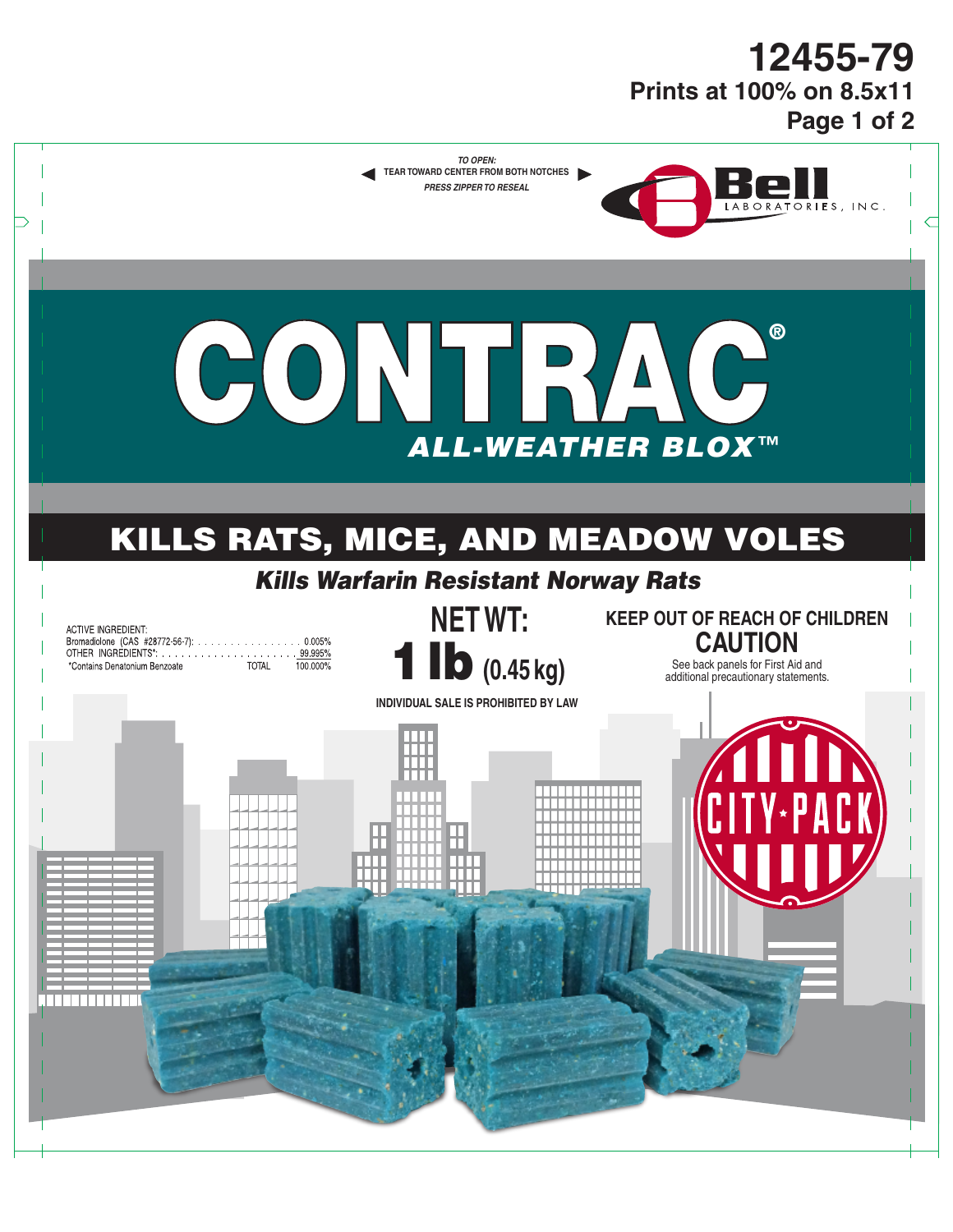12455-79
Prints at 100% on 8.5x11
Page 1 of 2

*TO OPEN:*
TEAR TOWARD CENTER FROM BOTH NOTCHES
*PRESS ZIPPER TO RESEAL*

Bell LABORATORIES, INC.

# CONTRAC®

## *ALL-WEATHER BLOX™*

## KILLS RATS, MICE, AND MEADOW VOLES

### *Kills Warfarin Resistant Norway Rats*

| ACTIVE INGREDIENT: | |
|---|---|
| Bromadiolone (CAS #28772-56-7): | 0.005% |
| OTHER INGREDIENTS*: | 99.995% |
| *Contains Denatonium Benzoate TOTAL | 100.000% |

**NET WT:**
**1 lb (0.45 kg)**

**INDIVIDUAL SALE IS PROHIBITED BY LAW**

**KEEP OUT OF REACH OF CHILDREN**
**CAUTION**
See back panels for First Aid and additional precautionary statements.

CITY★PACK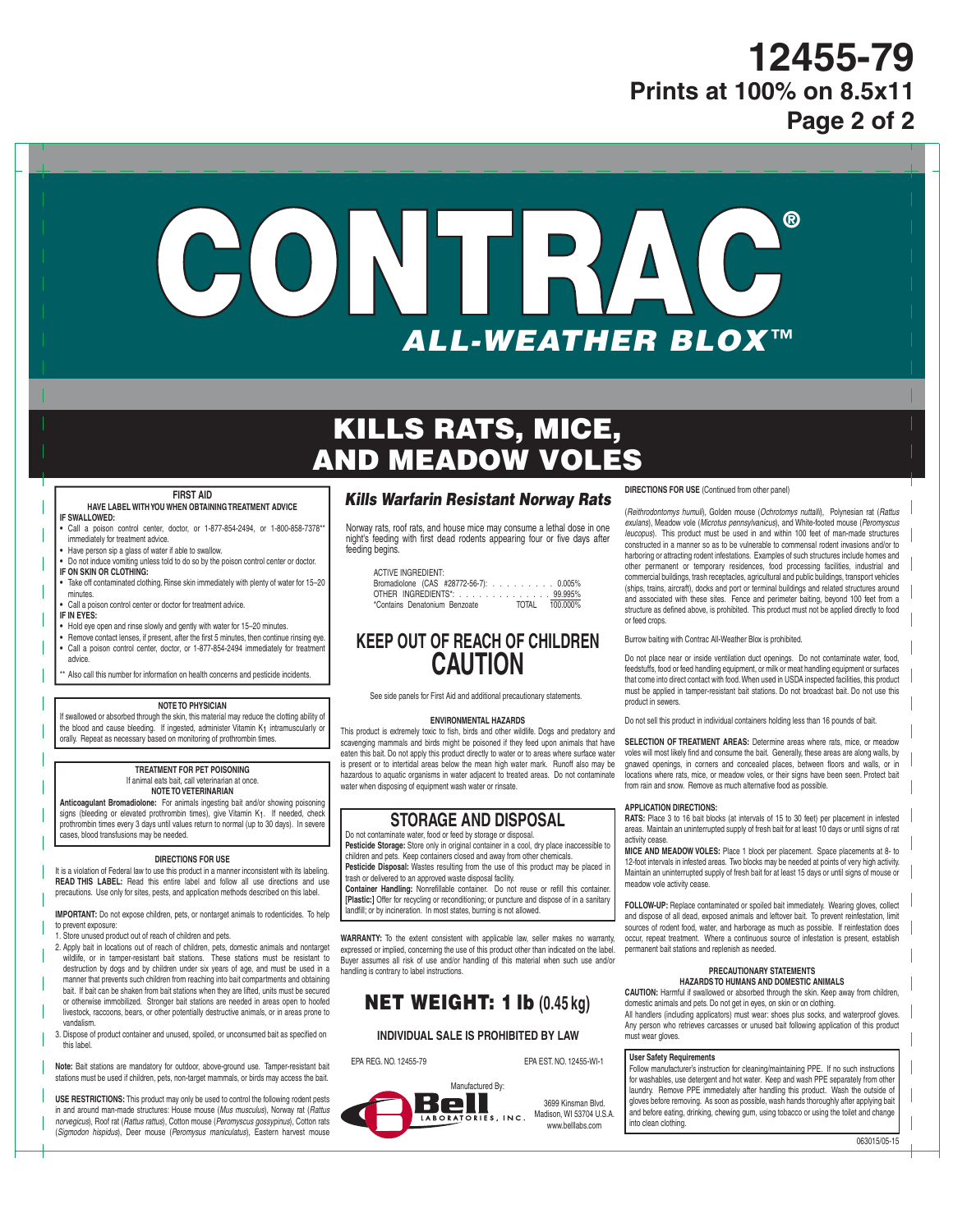# CONTRAC®

## ALL-WEATHER BLOX™

# KILLS RATS, MICE, AND MEADOW VOLES

### FIRST AID

**HAVE LABEL WITH YOU WHEN OBTAINING TREATMENT ADVICE**

**IF SWALLOWED:**
- Call a poison control center, doctor, or 1-877-854-2494, or 1-800-858-7378** immediately for treatment advice.
- Have person sip a glass of water if able to swallow.
- Do not induce vomiting unless told to do so by the poison control center or doctor.

**IF ON SKIN OR CLOTHING:**
- Take off contaminated clothing. Rinse skin immediately with plenty of water for 15–20 minutes.
- Call a poison control center or doctor for treatment advice.

**IF IN EYES:**
- Hold eye open and rinse slowly and gently with water for 15–20 minutes.
- Remove contact lenses, if present, after the first 5 minutes, then continue rinsing eye.
- Call a poison control center, doctor, or 1-877-854-2494 immediately for treatment advice.

** Also call this number for information on health concerns and pesticide incidents.

### NOTE TO PHYSICIAN

If swallowed or absorbed through the skin, this material may reduce the clotting ability of the blood and cause bleeding. If ingested, administer Vitamin $K_1$ intramuscularly or orally. Repeat as necessary based on monitoring of prothrombin times.

### TREATMENT FOR PET POISONING

If animal eats bait, call veterinarian at once.

**NOTE TO VETERINARIAN**

**Anticoagulant Bromadiolone:** For animals ingesting bait and/or showing poisoning signs (bleeding or elevated prothrombin times), give Vitamin $K_1$. If needed, check prothrombin times every 3 days until values return to normal (up to 30 days). In severe cases, blood transfusions may be needed.

### DIRECTIONS FOR USE

It is a violation of Federal law to use this product in a manner inconsistent with its labeling. **READ THIS LABEL:** Read this entire label and follow all use directions and use precautions. Use only for sites, pests, and application methods described on this label.

**IMPORTANT:** Do not expose children, pets, or nontarget animals to rodenticides. To help to prevent exposure:

1. Store unused product out of reach of children and pets.
2. Apply bait in locations out of reach of children, pets, domestic animals and nontarget wildlife, or in tamper-resistant bait stations. These stations must be resistant to destruction by dogs and by children under six years of age, and must be used in a manner that prevents such children from reaching into bait compartments and obtaining bait. If bait can be shaken from bait stations when they are lifted, units must be secured or otherwise immobilized. Stronger bait stations are needed in areas open to hoofed livestock, raccoons, bears, or other potentially destructive animals, or in areas prone to vandalism.
3. Dispose of product container and unused, spoiled, or unconsumed bait as specified on this label.

**Note:** Bait stations are mandatory for outdoor, above-ground use. Tamper-resistant bait stations must be used if children, pets, non-target mammals, or birds may access the bait.

**USE RESTRICTIONS:** This product may only be used to control the following rodent pests in and around man-made structures: House mouse (*Mus musculus*), Norway rat (*Rattus norvegicus*), Roof rat (*Rattus rattus*), Cotton mouse (*Peromyscus gossypinus*), Cotton rats (*Sigmodon hispidus*), Deer mouse (*Peromyscus maniculatus*), Eastern harvest mouse

## *Kills Warfarin Resistant Norway Rats*

Norway rats, roof rats, and house mice may consume a lethal dose in one night's feeding with first dead rodents appearing four or five days after feeding begins.

| | |
|---|---|
| ACTIVE INGREDIENT: | |
| Bromadiolone (CAS #28772-56-7): | 0.005% |
| OTHER INGREDIENTS*: | 99.995% |
| *Contains Denatonium Benzoate TOTAL | 100.000% |

## KEEP OUT OF REACH OF CHILDREN
# CAUTION

See side panels for First Aid and additional precautionary statements.

### ENVIRONMENTAL HAZARDS

This product is extremely toxic to fish, birds and other wildlife. Dogs and predatory and scavenging mammals and birds might be poisoned if they feed upon animals that have eaten this bait. Do not apply this product directly to water or to areas where surface water is present or to intertidal areas below the mean high water mark. Runoff also may be hazardous to aquatic organisms in water adjacent to treated areas. Do not contaminate water when disposing of equipment wash water or rinsate.

## STORAGE AND DISPOSAL

Do not contaminate water, food or feed by storage or disposal.

**Pesticide Storage:** Store only in original container in a cool, dry place inaccessible to children and pets. Keep containers closed and away from other chemicals.

**Pesticide Disposal:** Wastes resulting from the use of this product may be placed in trash or delivered to an approved waste disposal facility.

**Container Handling:** Nonrefillable container. Do not reuse or refill this container. **[Plastic:]** Offer for recycling or reconditioning; or puncture and dispose of in a sanitary landfill; or by incineration. In most states, burning is not allowed.

**WARRANTY:** To the extent consistent with applicable law, seller makes no warranty, expressed or implied, concerning the use of this product other than indicated on the label. Buyer assumes all risk of use and/or handling of this material when such use and/or handling is contrary to label instructions.

## NET WEIGHT: 1 lb (0.45 kg)

**INDIVIDUAL SALE IS PROHIBITED BY LAW**

EPA REG. NO. 12455-79

EPA EST. NO. 12455-WI-1

Manufactured By:

Bell LABORATORIES, INC.

3699 Kinsman Blvd.
Madison, WI 53704 U.S.A.
www.belllabs.com

**DIRECTIONS FOR USE** (Continued from other panel)

(*Reithrodontomys humuli*), Golden mouse (*Ochrotomys nuttalli*), Polynesian rat (*Rattus exulans*), Meadow vole (*Microtus pennsylvanicus*), and White-footed mouse (*Peromyscus leucopus*). This product must be used in and within 100 feet of man-made structures constructed in a manner so as to be vulnerable to commensal rodent invasions and/or to harboring or attracting rodent infestations. Examples of such structures include homes and other permanent or temporary residences, food processing facilities, industrial and commercial buildings, trash receptacles, agricultural and public buildings, transport vehicles (ships, trains, aircraft), docks and port or terminal buildings and related structures around and associated with these sites. Fence and perimeter baiting, beyond 100 feet from a structure as defined above, is prohibited. This product must not be applied directly to food or feed crops.

Burrow baiting with Contrac All-Weather Blox is prohibited.

Do not place near or inside ventilation duct openings. Do not contaminate water, food, feedstuffs, food or feed handling equipment, or milk or meat handling equipment or surfaces that come into direct contact with food. When used in USDA inspected facilities, this product must be applied in tamper-resistant bait stations. Do not broadcast bait. Do not use this product in sewers.

Do not sell this product in individual containers holding less than 16 pounds of bait.

**SELECTION OF TREATMENT AREAS:** Determine areas where rats, mice, or meadow voles will most likely find and consume the bait. Generally, these areas are along walls, by gnawed openings, in corners and concealed places, between floors and walls, or in locations where rats, mice, or meadow voles, or their signs have been seen. Protect bait from rain and snow. Remove as much alternative food as possible.

**APPLICATION DIRECTIONS:**

**RATS:** Place 3 to 16 bait blocks (at intervals of 15 to 30 feet) per placement in infested areas. Maintain an uninterrupted supply of fresh bait for at least 10 days or until signs of rat activity cease.

**MICE AND MEADOW VOLES:** Place 1 block per placement. Space placements at 8- to 12-foot intervals in infested areas. Two blocks may be needed at points of very high activity. Maintain an uninterrupted supply of fresh bait for at least 15 days or until signs of mouse or meadow vole activity cease.

**FOLLOW-UP:** Replace contaminated or spoiled bait immediately. Wearing gloves, collect and dispose of all dead, exposed animals and leftover bait. To prevent reinfestation, limit sources of rodent food, water, and harborage as much as possible. If reinfestation does occur, repeat treatment. Where a continuous source of infestation is present, establish permanent bait stations and replenish as needed.

### PRECAUTIONARY STATEMENTS
**HAZARDS TO HUMANS AND DOMESTIC ANIMALS**

**CAUTION:** Harmful if swallowed or absorbed through the skin. Keep away from children, domestic animals and pets. Do not get in eyes, on skin or on clothing.

All handlers (including applicators) must wear: shoes plus socks, and waterproof gloves. Any person who retrieves carcasses or unused bait following application of this product must wear gloves.

**User Safety Requirements**

Follow manufacturer's instruction for cleaning/maintaining PPE. If no such instructions for washables, use detergent and hot water. Keep and wash PPE separately from other laundry. Remove PPE immediately after handling this product. Wash the outside of gloves before removing. As soon as possible, wash hands thoroughly after applying bait and before eating, drinking, chewing gum, using tobacco or using the toilet and change into clean clothing.

063015/05-15